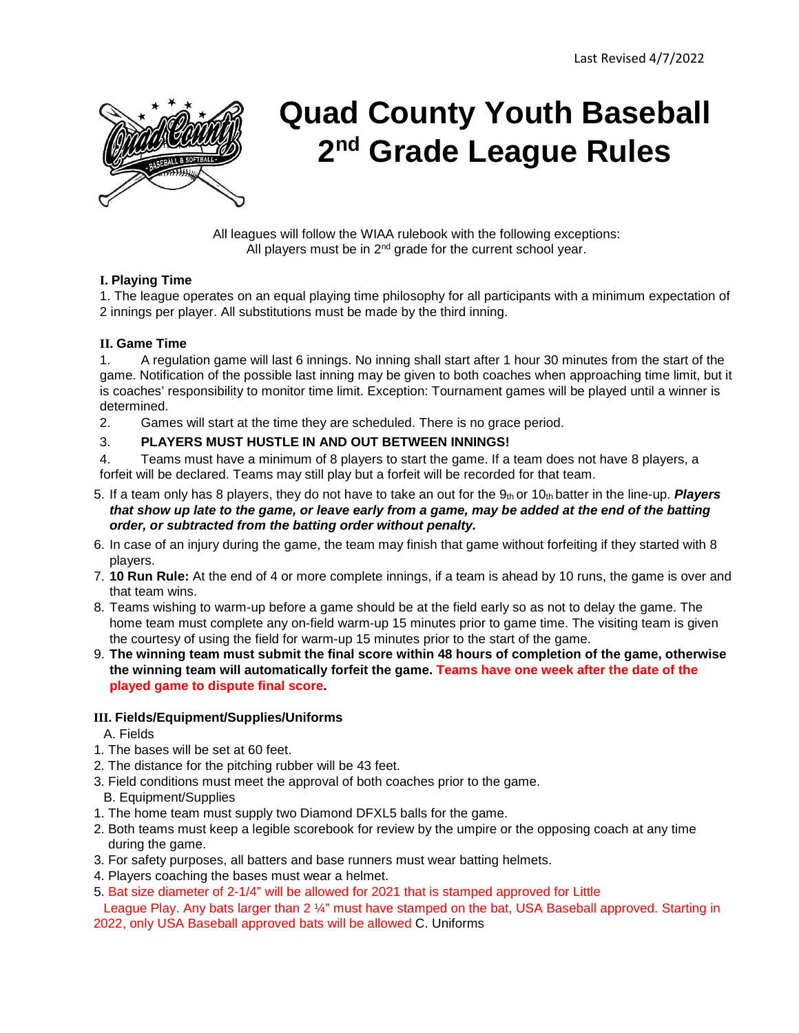Last Revised 4/7/2022

# Quad County Youth Baseball 2nd Grade League Rules

All leagues will follow the WIAA rulebook with the following exceptions:
All players must be in 2nd grade for the current school year.

### I. Playing Time

1. The league operates on an equal playing time philosophy for all participants with a minimum expectation of 2 innings per player. All substitutions must be made by the third inning.

### II. Game Time

1. A regulation game will last 6 innings. No inning shall start after 1 hour 30 minutes from the start of the game. Notification of the possible last inning may be given to both coaches when approaching time limit, but it is coaches' responsibility to monitor time limit. Exception: Tournament games will be played until a winner is determined.
2. Games will start at the time they are scheduled. There is no grace period.
3. **PLAYERS MUST HUSTLE IN AND OUT BETWEEN INNINGS!**
4. Teams must have a minimum of 8 players to start the game. If a team does not have 8 players, a forfeit will be declared. Teams may still play but a forfeit will be recorded for that team.
5. If a team only has 8 players, they do not have to take an out for the 9th or 10th batter in the line-up. ***Players that show up late to the game, or leave early from a game, may be added at the end of the batting order, or subtracted from the batting order without penalty.***
6. In case of an injury during the game, the team may finish that game without forfeiting if they started with 8 players.
7. **10 Run Rule:** At the end of 4 or more complete innings, if a team is ahead by 10 runs, the game is over and that team wins.
8. Teams wishing to warm-up before a game should be at the field early so as not to delay the game. The home team must complete any on-field warm-up 15 minutes prior to game time. The visiting team is given the courtesy of using the field for warm-up 15 minutes prior to the start of the game.
9. **The winning team must submit the final score within 48 hours of completion of the game, otherwise the winning team will automatically forfeit the game. Teams have one week after the date of the played game to dispute final score.**

### III. Fields/Equipment/Supplies/Uniforms

A. Fields

1. The bases will be set at 60 feet.
2. The distance for the pitching rubber will be 43 feet.
3. Field conditions must meet the approval of both coaches prior to the game.

B. Equipment/Supplies

1. The home team must supply two Diamond DFXL5 balls for the game.
2. Both teams must keep a legible scorebook for review by the umpire or the opposing coach at any time during the game.
3. For safety purposes, all batters and base runners must wear batting helmets.
4. Players coaching the bases must wear a helmet.
5. Bat size diameter of 2-1/4" will be allowed for 2021 that is stamped approved for Little League Play. Any bats larger than 2 ¼" must have stamped on the bat, USA Baseball approved. Starting in 2022, only USA Baseball approved bats will be allowed

C. Uniforms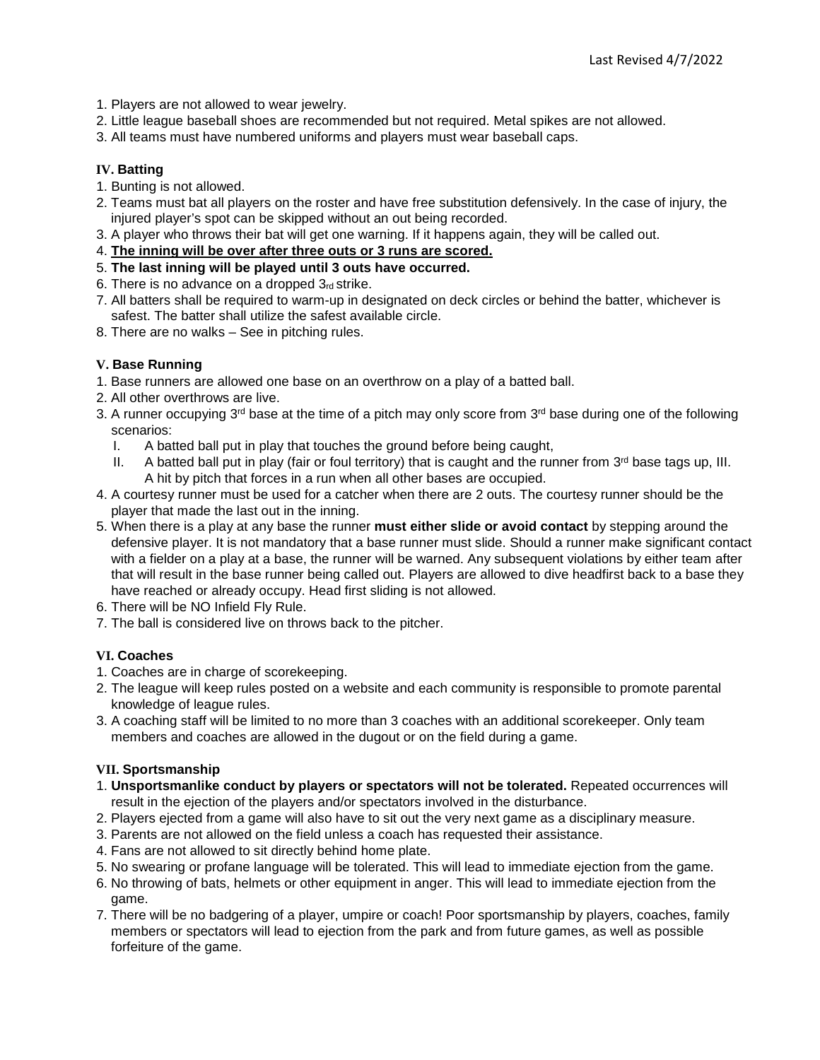1. Players are not allowed to wear jewelry.
2. Little league baseball shoes are recommended but not required. Metal spikes are not allowed.
3. All teams must have numbered uniforms and players must wear baseball caps.

### IV. Batting

1. Bunting is not allowed.
2. Teams must bat all players on the roster and have free substitution defensively. In the case of injury, the injured player's spot can be skipped without an out being recorded.
3. A player who throws their bat will get one warning. If it happens again, they will be called out.
4. **The inning will be over after three outs or 3 runs are scored.**
5. **The last inning will be played until 3 outs have occurred.**
6. There is no advance on a dropped 3rd strike.
7. All batters shall be required to warm-up in designated on deck circles or behind the batter, whichever is safest. The batter shall utilize the safest available circle.
8. There are no walks – See in pitching rules.

### V. Base Running

1. Base runners are allowed one base on an overthrow on a play of a batted ball.
2. All other overthrows are live.
3. A runner occupying 3rd base at the time of a pitch may only score from 3rd base during one of the following scenarios:
   I. A batted ball put in play that touches the ground before being caught,
   II. A batted ball put in play (fair or foul territory) that is caught and the runner from 3rd base tags up, III. A hit by pitch that forces in a run when all other bases are occupied.
4. A courtesy runner must be used for a catcher when there are 2 outs. The courtesy runner should be the player that made the last out in the inning.
5. When there is a play at any base the runner **must either slide or avoid contact** by stepping around the defensive player. It is not mandatory that a base runner must slide. Should a runner make significant contact with a fielder on a play at a base, the runner will be warned. Any subsequent violations by either team after that will result in the base runner being called out. Players are allowed to dive headfirst back to a base they have reached or already occupy. Head first sliding is not allowed.
6. There will be NO Infield Fly Rule.
7. The ball is considered live on throws back to the pitcher.

### VI. Coaches

1. Coaches are in charge of scorekeeping.
2. The league will keep rules posted on a website and each community is responsible to promote parental knowledge of league rules.
3. A coaching staff will be limited to no more than 3 coaches with an additional scorekeeper. Only team members and coaches are allowed in the dugout or on the field during a game.

### VII. Sportsmanship

1. **Unsportsmanlike conduct by players or spectators will not be tolerated.** Repeated occurrences will result in the ejection of the players and/or spectators involved in the disturbance.
2. Players ejected from a game will also have to sit out the very next game as a disciplinary measure.
3. Parents are not allowed on the field unless a coach has requested their assistance.
4. Fans are not allowed to sit directly behind home plate.
5. No swearing or profane language will be tolerated. This will lead to immediate ejection from the game.
6. No throwing of bats, helmets or other equipment in anger. This will lead to immediate ejection from the game.
7. There will be no badgering of a player, umpire or coach! Poor sportsmanship by players, coaches, family members or spectators will lead to ejection from the park and from future games, as well as possible forfeiture of the game.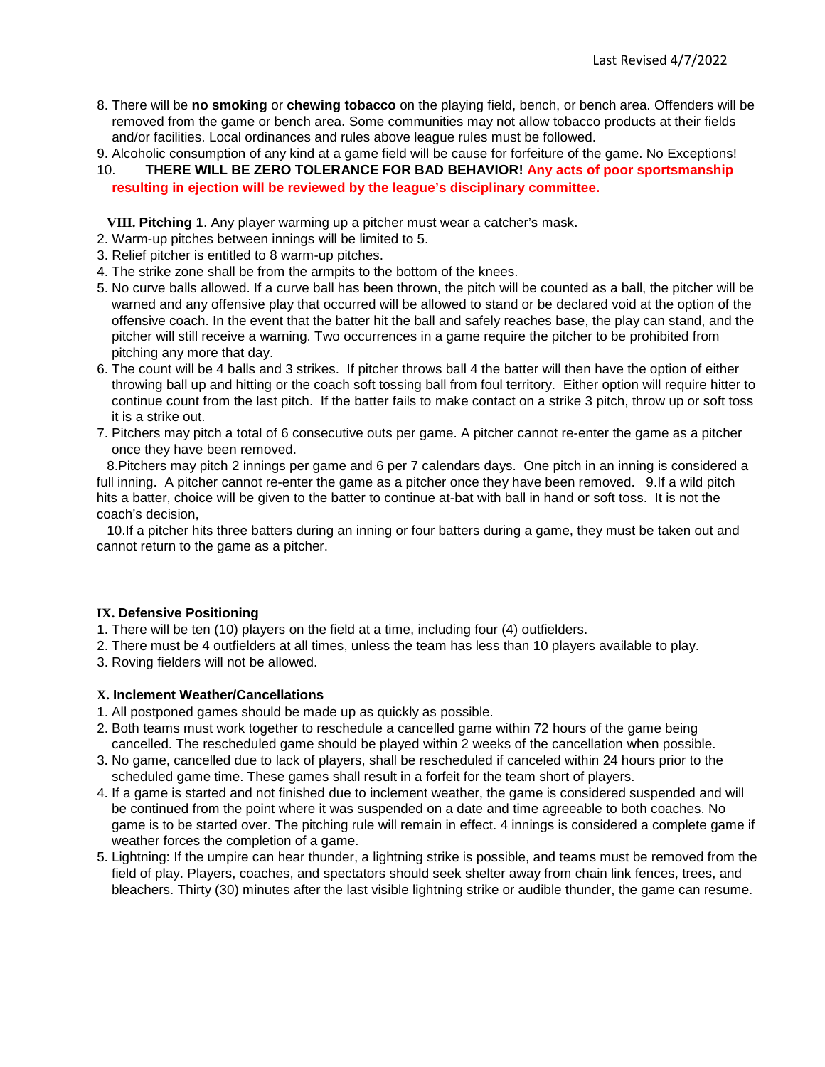8. There will be **no smoking** or **chewing tobacco** on the playing field, bench, or bench area. Offenders will be removed from the game or bench area. Some communities may not allow tobacco products at their fields and/or facilities. Local ordinances and rules above league rules must be followed.
9. Alcoholic consumption of any kind at a game field will be cause for forfeiture of the game. No Exceptions!
10. **THERE WILL BE ZERO TOLERANCE FOR BAD BEHAVIOR! Any acts of poor sportsmanship resulting in ejection will be reviewed by the league's disciplinary committee.**

**VIII. Pitching** 1. Any player warming up a pitcher must wear a catcher's mask.

2. Warm-up pitches between innings will be limited to 5.
3. Relief pitcher is entitled to 8 warm-up pitches.
4. The strike zone shall be from the armpits to the bottom of the knees.
5. No curve balls allowed. If a curve ball has been thrown, the pitch will be counted as a ball, the pitcher will be warned and any offensive play that occurred will be allowed to stand or be declared void at the option of the offensive coach. In the event that the batter hit the ball and safely reaches base, the play can stand, and the pitcher will still receive a warning. Two occurrences in a game require the pitcher to be prohibited from pitching any more that day.
6. The count will be 4 balls and 3 strikes. If pitcher throws ball 4 the batter will then have the option of either throwing ball up and hitting or the coach soft tossing ball from foul territory. Either option will require hitter to continue count from the last pitch. If the batter fails to make contact on a strike 3 pitch, throw up or soft toss it is a strike out.
7. Pitchers may pitch a total of 6 consecutive outs per game. A pitcher cannot re-enter the game as a pitcher once they have been removed.
8. Pitchers may pitch 2 innings per game and 6 per 7 calendars days. One pitch in an inning is considered a full inning. A pitcher cannot re-enter the game as a pitcher once they have been removed.
9. If a wild pitch hits a batter, choice will be given to the batter to continue at-bat with ball in hand or soft toss. It is not the coach's decision,
10. If a pitcher hits three batters during an inning or four batters during a game, they must be taken out and cannot return to the game as a pitcher.

**IX. Defensive Positioning**

1. There will be ten (10) players on the field at a time, including four (4) outfielders.
2. There must be 4 outfielders at all times, unless the team has less than 10 players available to play.
3. Roving fielders will not be allowed.

**X. Inclement Weather/Cancellations**

1. All postponed games should be made up as quickly as possible.
2. Both teams must work together to reschedule a cancelled game within 72 hours of the game being cancelled. The rescheduled game should be played within 2 weeks of the cancellation when possible.
3. No game, cancelled due to lack of players, shall be rescheduled if canceled within 24 hours prior to the scheduled game time. These games shall result in a forfeit for the team short of players.
4. If a game is started and not finished due to inclement weather, the game is considered suspended and will be continued from the point where it was suspended on a date and time agreeable to both coaches. No game is to be started over. The pitching rule will remain in effect. 4 innings is considered a complete game if weather forces the completion of a game.
5. Lightning: If the umpire can hear thunder, a lightning strike is possible, and teams must be removed from the field of play. Players, coaches, and spectators should seek shelter away from chain link fences, trees, and bleachers. Thirty (30) minutes after the last visible lightning strike or audible thunder, the game can resume.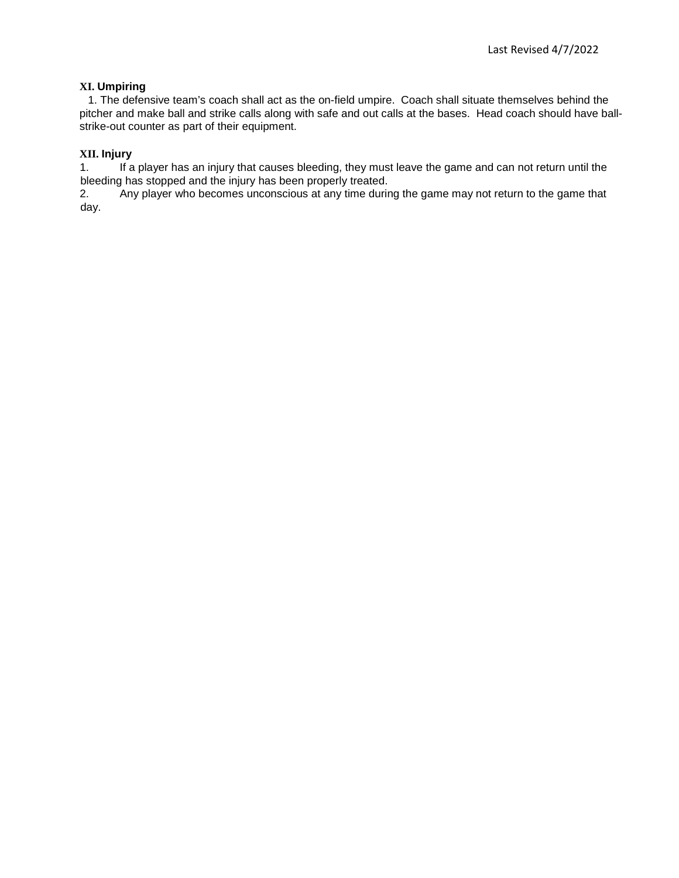Last Revised 4/7/2022

**XI. Umpiring**

1. The defensive team's coach shall act as the on-field umpire. Coach shall situate themselves behind the pitcher and make ball and strike calls along with safe and out calls at the bases. Head coach should have ball-strike-out counter as part of their equipment.

**XII. Injury**

1. If a player has an injury that causes bleeding, they must leave the game and can not return until the bleeding has stopped and the injury has been properly treated.
2. Any player who becomes unconscious at any time during the game may not return to the game that day.